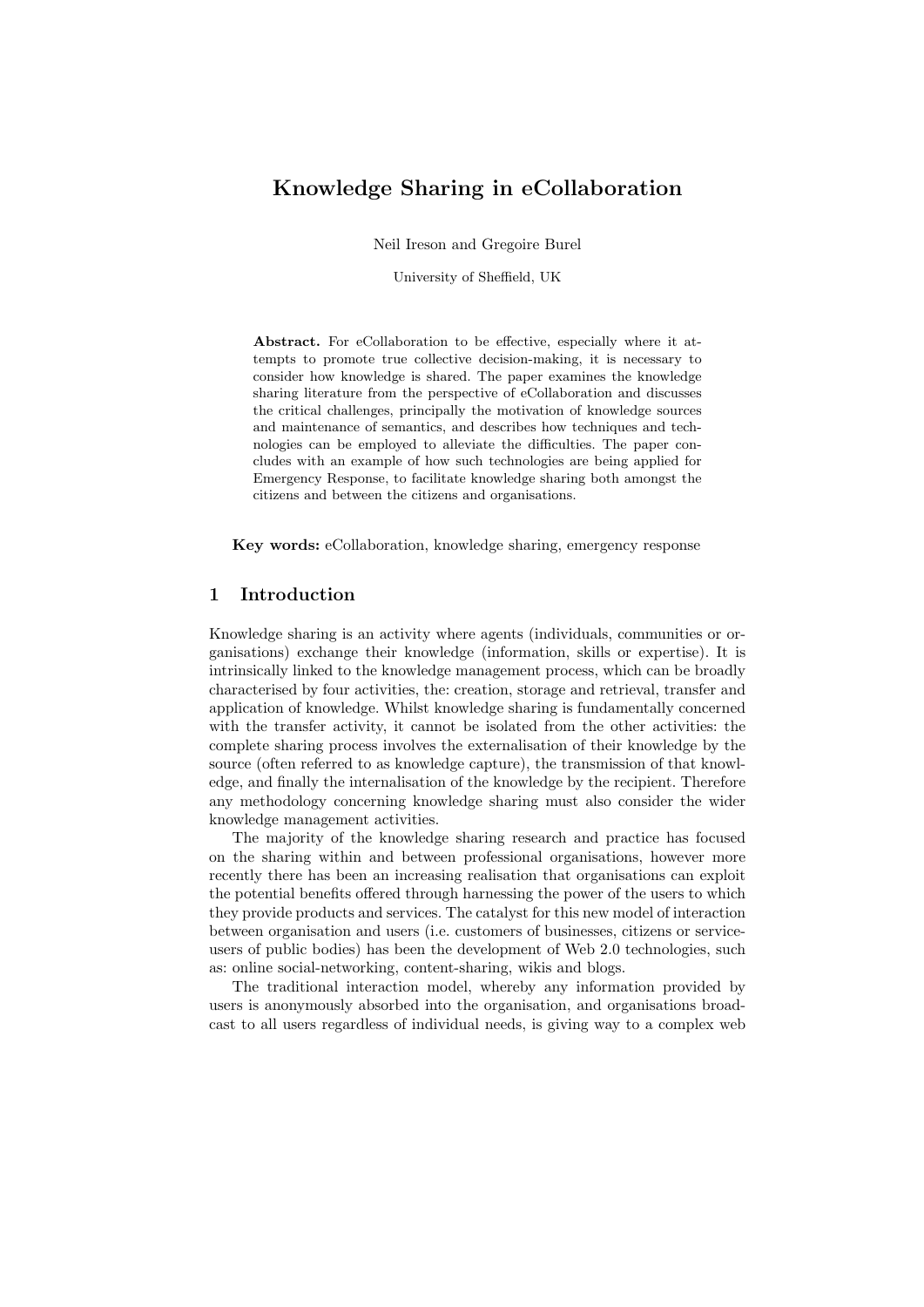# Knowledge Sharing in eCollaboration

Neil Ireson and Gregoire Burel

University of Sheffield, UK

**Abstract.** For eCollaboration to be effective, especially where it attempts to promote true collective decision-making, it is necessary to consider how knowledge is shared. The paper examines the knowledge sharing literature from the perspective of eCollaboration and discusses the critical challenges, principally the motivation of knowledge sources and maintenance of semantics, and describes how techniques and technologies can be employed to alleviate the difficulties. The paper concludes with an example of how such technologies are being applied for Emergency Response, to facilitate knowledge sharing both amongst the citizens and between the citizens and organisations.

**Key words:** eCollaboration, knowledge sharing, emergency response

## 1 Introduction

Knowledge sharing is an activity where agents (individuals, communities or organisations) exchange their knowledge (information, skills or expertise). It is intrinsically linked to the knowledge management process, which can be broadly characterised by four activities, the: creation, storage and retrieval, transfer and application of knowledge. Whilst knowledge sharing is fundamentally concerned with the transfer activity, it cannot be isolated from the other activities: the complete sharing process involves the externalisation of their knowledge by the source (often referred to as knowledge capture), the transmission of that knowledge, and finally the internalisation of the knowledge by the recipient. Therefore any methodology concerning knowledge sharing must also consider the wider knowledge management activities.

The majority of the knowledge sharing research and practice has focused on the sharing within and between professional organisations, however more recently there has been an increasing realisation that organisations can exploit the potential benefits offered through harnessing the power of the users to which they provide products and services. The catalyst for this new model of interaction between organisation and users (i.e. customers of businesses, citizens or service-users of public bodies) has been the development of Web 2.0 technologies, such as: online social-networking, content-sharing, wikis and blogs.

The traditional interaction model, whereby any information provided by users is anonymously absorbed into the organisation, and organisations broadcast to all users regardless of individual needs, is giving way to a complex web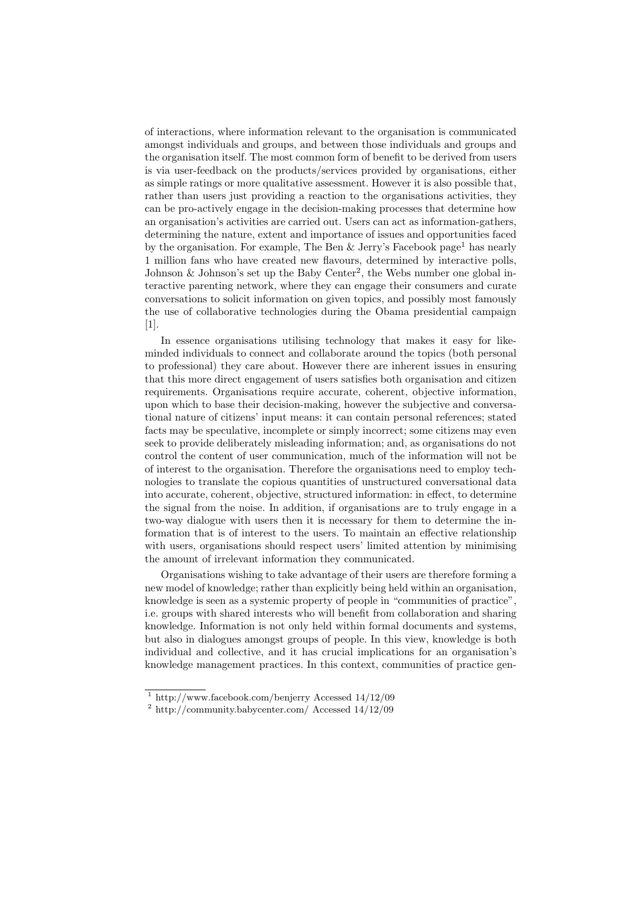of interactions, where information relevant to the organisation is communicated amongst individuals and groups, and between those individuals and groups and the organisation itself. The most common form of benefit to be derived from users is via user-feedback on the products/services provided by organisations, either as simple ratings or more qualitative assessment. However it is also possible that, rather than users just providing a reaction to the organisations activities, they can be pro-actively engage in the decision-making processes that determine how an organisation's activities are carried out. Users can act as information-gathers, determining the nature, extent and importance of issues and opportunities faced by the organisation. For example, The Ben & Jerry's Facebook page[1] has nearly 1 million fans who have created new flavours, determined by interactive polls, Johnson & Johnson's set up the Baby Center[2], the Webs number one global interactive parenting network, where they can engage their consumers and curate conversations to solicit information on given topics, and possibly most famously the use of collaborative technologies during the Obama presidential campaign [1].

In essence organisations utilising technology that makes it easy for like-minded individuals to connect and collaborate around the topics (both personal to professional) they care about. However there are inherent issues in ensuring that this more direct engagement of users satisfies both organisation and citizen requirements. Organisations require accurate, coherent, objective information, upon which to base their decision-making, however the subjective and conversational nature of citizens' input means: it can contain personal references; stated facts may be speculative, incomplete or simply incorrect; some citizens may even seek to provide deliberately misleading information; and, as organisations do not control the content of user communication, much of the information will not be of interest to the organisation. Therefore the organisations need to employ technologies to translate the copious quantities of unstructured conversational data into accurate, coherent, objective, structured information: in effect, to determine the signal from the noise. In addition, if organisations are to truly engage in a two-way dialogue with users then it is necessary for them to determine the information that is of interest to the users. To maintain an effective relationship with users, organisations should respect users' limited attention by minimising the amount of irrelevant information they communicated.

Organisations wishing to take advantage of their users are therefore forming a new model of knowledge; rather than explicitly being held within an organisation, knowledge is seen as a systemic property of people in "communities of practice", i.e. groups with shared interests who will benefit from collaboration and sharing knowledge. Information is not only held within formal documents and systems, but also in dialogues amongst groups of people. In this view, knowledge is both individual and collective, and it has crucial implications for an organisation's knowledge management practices. In this context, communities of practice gen-

[1] http://www.facebook.com/benjerry Accessed 14/12/09

[2] http://community.babycenter.com/ Accessed 14/12/09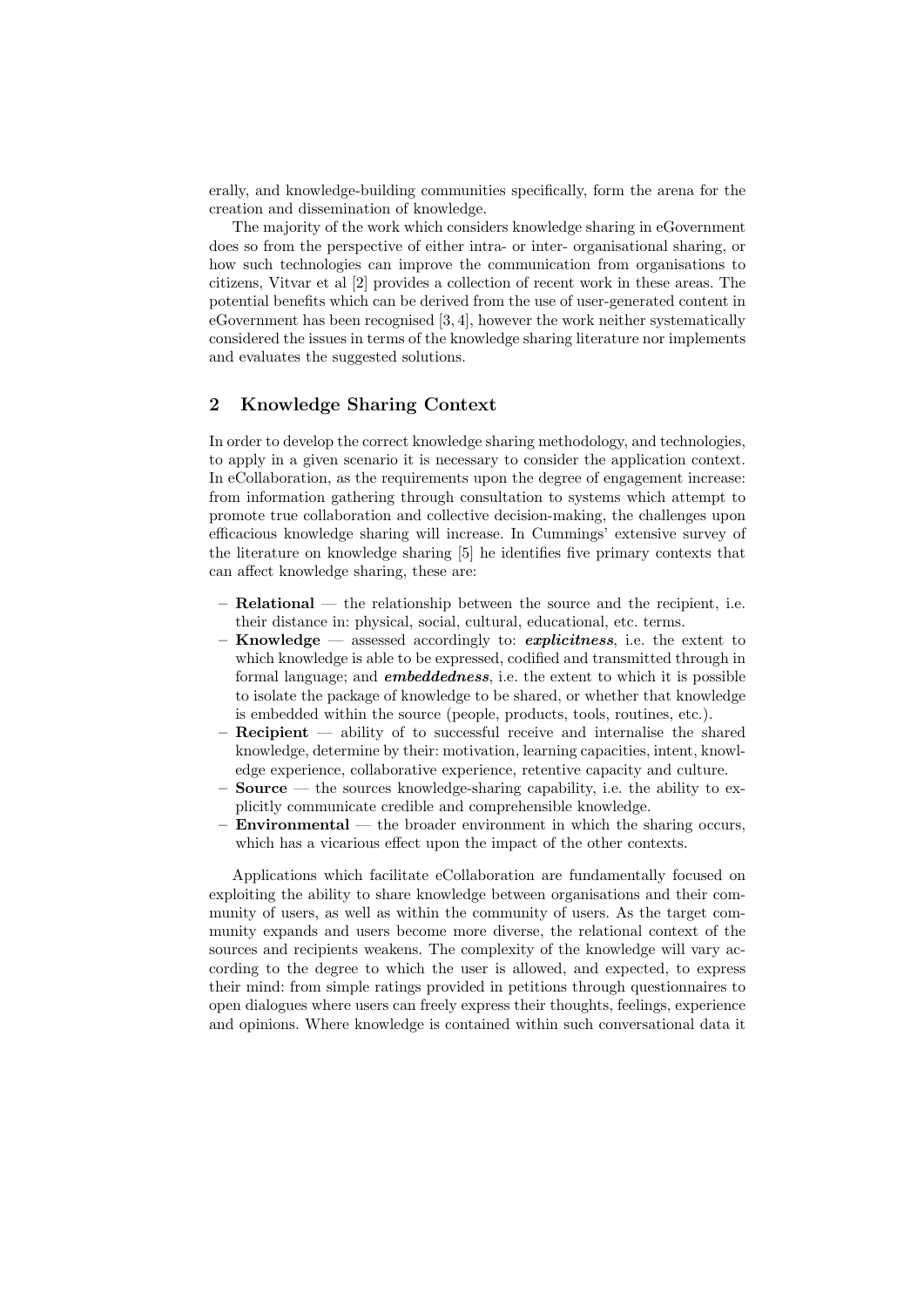erally, and knowledge-building communities specifically, form the arena for the creation and dissemination of knowledge.

The majority of the work which considers knowledge sharing in eGovernment does so from the perspective of either intra- or inter- organisational sharing, or how such technologies can improve the communication from organisations to citizens, Vitvar et al [2] provides a collection of recent work in these areas. The potential benefits which can be derived from the use of user-generated content in eGovernment has been recognised [3, 4], however the work neither systematically considered the issues in terms of the knowledge sharing literature nor implements and evaluates the suggested solutions.

## 2 Knowledge Sharing Context

In order to develop the correct knowledge sharing methodology, and technologies, to apply in a given scenario it is necessary to consider the application context. In eCollaboration, as the requirements upon the degree of engagement increase: from information gathering through consultation to systems which attempt to promote true collaboration and collective decision-making, the challenges upon efficacious knowledge sharing will increase. In Cummings' extensive survey of the literature on knowledge sharing [5] he identifies five primary contexts that can affect knowledge sharing, these are:

- **Relational** — the relationship between the source and the recipient, i.e. their distance in: physical, social, cultural, educational, etc. terms.
- **Knowledge** — assessed accordingly to: ***explicitness***, i.e. the extent to which knowledge is able to be expressed, codified and transmitted through in formal language; and ***embeddedness***, i.e. the extent to which it is possible to isolate the package of knowledge to be shared, or whether that knowledge is embedded within the source (people, products, tools, routines, etc.).
- **Recipient** — ability of to successful receive and internalise the shared knowledge, determine by their: motivation, learning capacities, intent, knowledge experience, collaborative experience, retentive capacity and culture.
- **Source** — the sources knowledge-sharing capability, i.e. the ability to explicitly communicate credible and comprehensible knowledge.
- **Environmental** — the broader environment in which the sharing occurs, which has a vicarious effect upon the impact of the other contexts.

Applications which facilitate eCollaboration are fundamentally focused on exploiting the ability to share knowledge between organisations and their community of users, as well as within the community of users. As the target community expands and users become more diverse, the relational context of the sources and recipients weakens. The complexity of the knowledge will vary according to the degree to which the user is allowed, and expected, to express their mind: from simple ratings provided in petitions through questionnaires to open dialogues where users can freely express their thoughts, feelings, experience and opinions. Where knowledge is contained within such conversational data it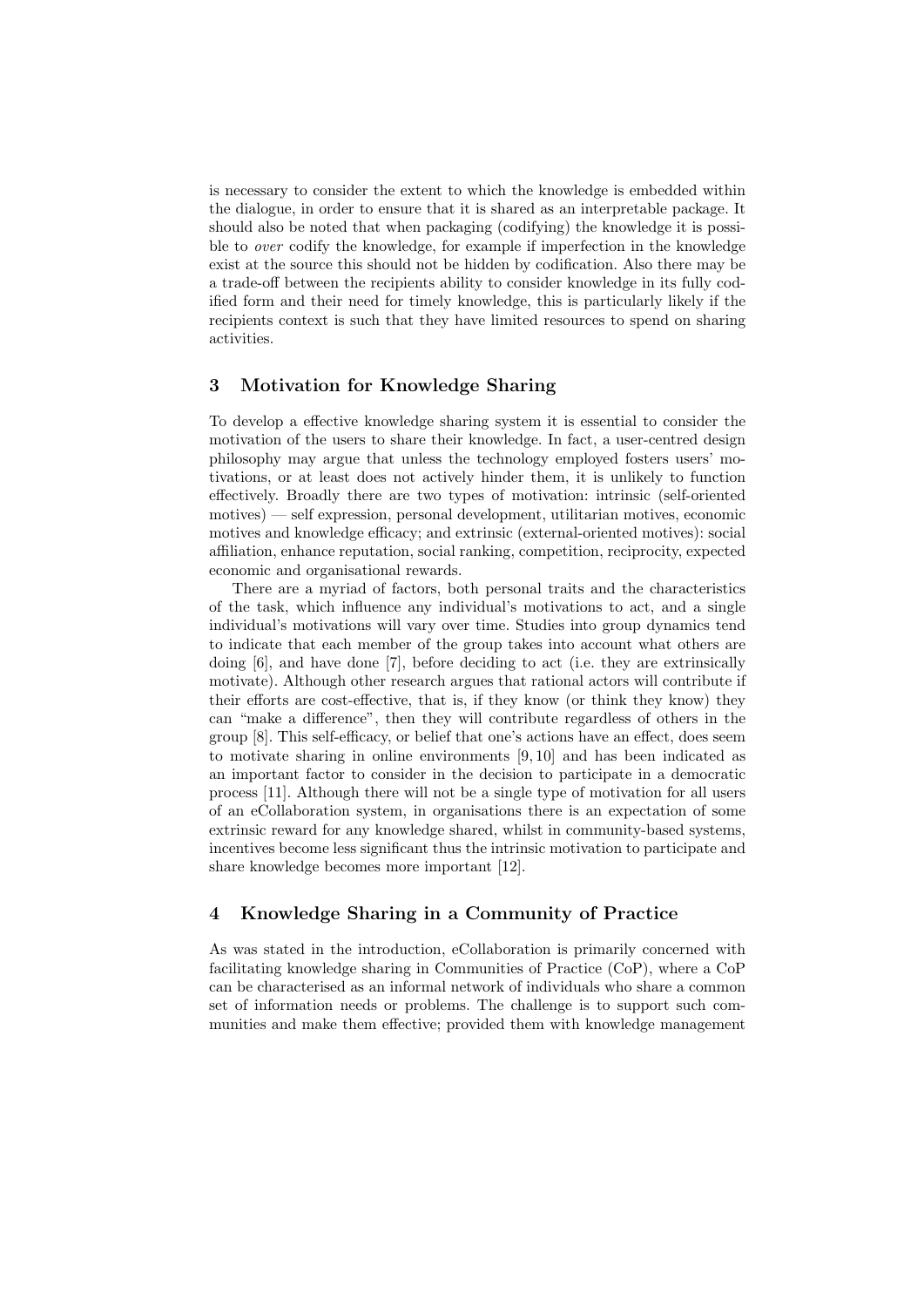is necessary to consider the extent to which the knowledge is embedded within the dialogue, in order to ensure that it is shared as an interpretable package. It should also be noted that when packaging (codifying) the knowledge it is possible to *over* codify the knowledge, for example if imperfection in the knowledge exist at the source this should not be hidden by codification. Also there may be a trade-off between the recipients ability to consider knowledge in its fully codified form and their need for timely knowledge, this is particularly likely if the recipients context is such that they have limited resources to spend on sharing activities.

## 3 Motivation for Knowledge Sharing

To develop a effective knowledge sharing system it is essential to consider the motivation of the users to share their knowledge. In fact, a user-centred design philosophy may argue that unless the technology employed fosters users' motivations, or at least does not actively hinder them, it is unlikely to function effectively. Broadly there are two types of motivation: intrinsic (self-oriented motives) — self expression, personal development, utilitarian motives, economic motives and knowledge efficacy; and extrinsic (external-oriented motives): social affiliation, enhance reputation, social ranking, competition, reciprocity, expected economic and organisational rewards.

There are a myriad of factors, both personal traits and the characteristics of the task, which influence any individual's motivations to act, and a single individual's motivations will vary over time. Studies into group dynamics tend to indicate that each member of the group takes into account what others are doing [6], and have done [7], before deciding to act (i.e. they are extrinsically motivate). Although other research argues that rational actors will contribute if their efforts are cost-effective, that is, if they know (or think they know) they can "make a difference", then they will contribute regardless of others in the group [8]. This self-efficacy, or belief that one's actions have an effect, does seem to motivate sharing in online environments [9, 10] and has been indicated as an important factor to consider in the decision to participate in a democratic process [11]. Although there will not be a single type of motivation for all users of an eCollaboration system, in organisations there is an expectation of some extrinsic reward for any knowledge shared, whilst in community-based systems, incentives become less significant thus the intrinsic motivation to participate and share knowledge becomes more important [12].

## 4 Knowledge Sharing in a Community of Practice

As was stated in the introduction, eCollaboration is primarily concerned with facilitating knowledge sharing in Communities of Practice (CoP), where a CoP can be characterised as an informal network of individuals who share a common set of information needs or problems. The challenge is to support such communities and make them effective; provided them with knowledge management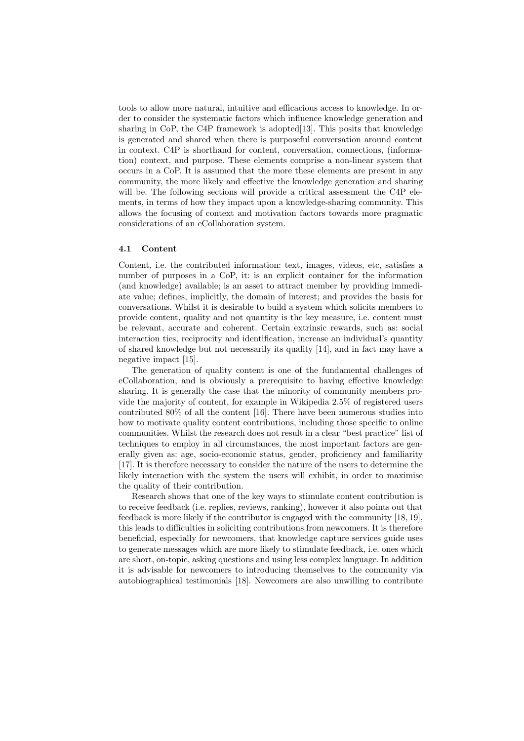tools to allow more natural, intuitive and efficacious access to knowledge. In order to consider the systematic factors which influence knowledge generation and sharing in CoP, the C4P framework is adopted[13]. This posits that knowledge is generated and shared when there is purposeful conversation around content in context. C4P is shorthand for content, conversation, connections, (information) context, and purpose. These elements comprise a non-linear system that occurs in a CoP. It is assumed that the more these elements are present in any community, the more likely and effective the knowledge generation and sharing will be. The following sections will provide a critical assessment the C4P elements, in terms of how they impact upon a knowledge-sharing community. This allows the focusing of context and motivation factors towards more pragmatic considerations of an eCollaboration system.

### 4.1 Content

Content, i.e. the contributed information: text, images, videos, etc, satisfies a number of purposes in a CoP, it: is an explicit container for the information (and knowledge) available; is an asset to attract member by providing immediate value; defines, implicitly, the domain of interest; and provides the basis for conversations. Whilst it is desirable to build a system which solicits members to provide content, quality and not quantity is the key measure, i.e. content must be relevant, accurate and coherent. Certain extrinsic rewards, such as: social interaction ties, reciprocity and identification, increase an individual's quantity of shared knowledge but not necessarily its quality [14], and in fact may have a negative impact [15].

The generation of quality content is one of the fundamental challenges of eCollaboration, and is obviously a prerequisite to having effective knowledge sharing. It is generally the case that the minority of community members provide the majority of content, for example in Wikipedia 2.5% of registered users contributed 80% of all the content [16]. There have been numerous studies into how to motivate quality content contributions, including those specific to online communities. Whilst the research does not result in a clear "best practice" list of techniques to employ in all circumstances, the most important factors are generally given as: age, socio-economic status, gender, proficiency and familiarity [17]. It is therefore necessary to consider the nature of the users to determine the likely interaction with the system the users will exhibit, in order to maximise the quality of their contribution.

Research shows that one of the key ways to stimulate content contribution is to receive feedback (i.e. replies, reviews, ranking), however it also points out that feedback is more likely if the contributor is engaged with the community [18, 19], this leads to difficulties in soliciting contributions from newcomers. It is therefore beneficial, especially for newcomers, that knowledge capture services guide uses to generate messages which are more likely to stimulate feedback, i.e. ones which are short, on-topic, asking questions and using less complex language. In addition it is advisable for newcomers to introducing themselves to the community via autobiographical testimonials [18]. Newcomers are also unwilling to contribute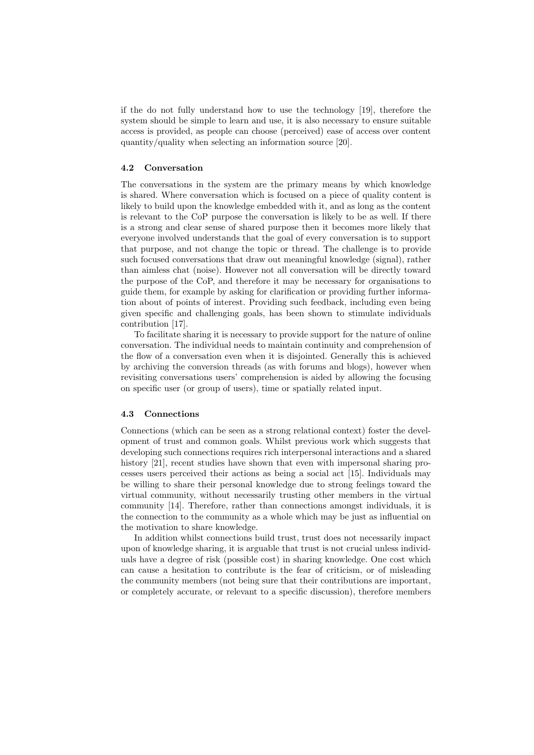if the do not fully understand how to use the technology [19], therefore the system should be simple to learn and use, it is also necessary to ensure suitable access is provided, as people can choose (perceived) ease of access over content quantity/quality when selecting an information source [20].

### 4.2 Conversation

The conversations in the system are the primary means by which knowledge is shared. Where conversation which is focused on a piece of quality content is likely to build upon the knowledge embedded with it, and as long as the content is relevant to the CoP purpose the conversation is likely to be as well. If there is a strong and clear sense of shared purpose then it becomes more likely that everyone involved understands that the goal of every conversation is to support that purpose, and not change the topic or thread. The challenge is to provide such focused conversations that draw out meaningful knowledge (signal), rather than aimless chat (noise). However not all conversation will be directly toward the purpose of the CoP, and therefore it may be necessary for organisations to guide them, for example by asking for clarification or providing further information about of points of interest. Providing such feedback, including even being given specific and challenging goals, has been shown to stimulate individuals contribution [17].

To facilitate sharing it is necessary to provide support for the nature of online conversation. The individual needs to maintain continuity and comprehension of the flow of a conversation even when it is disjointed. Generally this is achieved by archiving the conversion threads (as with forums and blogs), however when revisiting conversations users' comprehension is aided by allowing the focusing on specific user (or group of users), time or spatially related input.

### 4.3 Connections

Connections (which can be seen as a strong relational context) foster the development of trust and common goals. Whilst previous work which suggests that developing such connections requires rich interpersonal interactions and a shared history [21], recent studies have shown that even with impersonal sharing processes users perceived their actions as being a social act [15]. Individuals may be willing to share their personal knowledge due to strong feelings toward the virtual community, without necessarily trusting other members in the virtual community [14]. Therefore, rather than connections amongst individuals, it is the connection to the community as a whole which may be just as influential on the motivation to share knowledge.

In addition whilst connections build trust, trust does not necessarily impact upon of knowledge sharing, it is arguable that trust is not crucial unless individuals have a degree of risk (possible cost) in sharing knowledge. One cost which can cause a hesitation to contribute is the fear of criticism, or of misleading the community members (not being sure that their contributions are important, or completely accurate, or relevant to a specific discussion), therefore members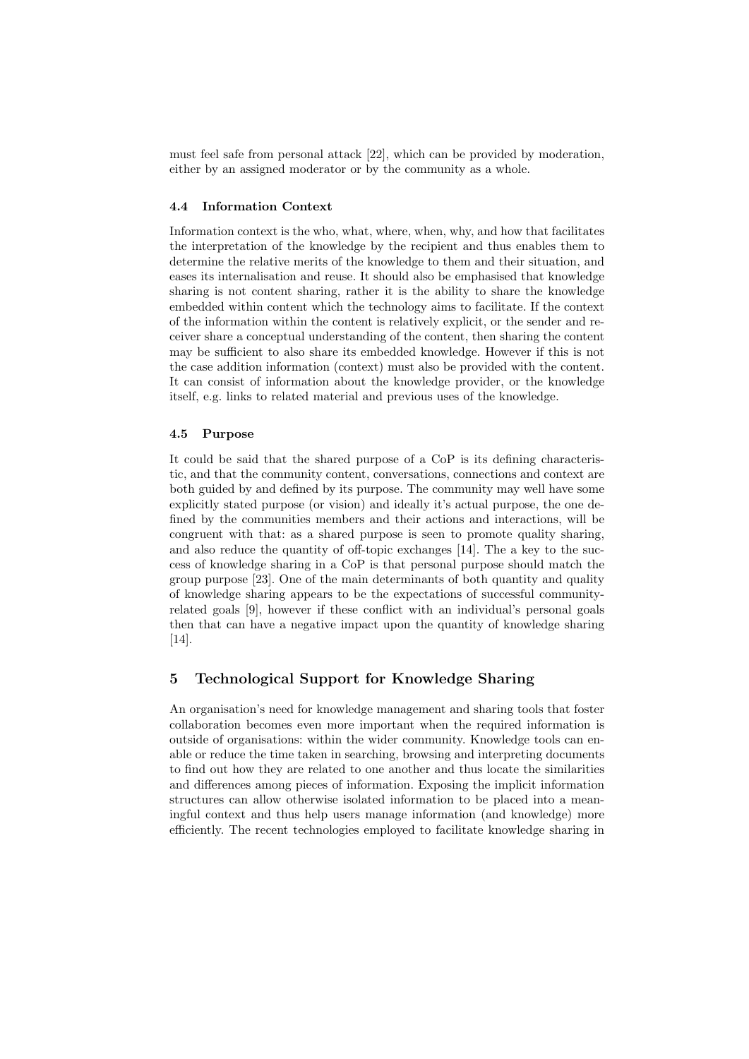must feel safe from personal attack [22], which can be provided by moderation, either by an assigned moderator or by the community as a whole.

### 4.4 Information Context

Information context is the who, what, where, when, why, and how that facilitates the interpretation of the knowledge by the recipient and thus enables them to determine the relative merits of the knowledge to them and their situation, and eases its internalisation and reuse. It should also be emphasised that knowledge sharing is not content sharing, rather it is the ability to share the knowledge embedded within content which the technology aims to facilitate. If the context of the information within the content is relatively explicit, or the sender and receiver share a conceptual understanding of the content, then sharing the content may be sufficient to also share its embedded knowledge. However if this is not the case addition information (context) must also be provided with the content. It can consist of information about the knowledge provider, or the knowledge itself, e.g. links to related material and previous uses of the knowledge.

### 4.5 Purpose

It could be said that the shared purpose of a CoP is its defining characteristic, and that the community content, conversations, connections and context are both guided by and defined by its purpose. The community may well have some explicitly stated purpose (or vision) and ideally it's actual purpose, the one defined by the communities members and their actions and interactions, will be congruent with that: as a shared purpose is seen to promote quality sharing, and also reduce the quantity of off-topic exchanges [14]. The a key to the success of knowledge sharing in a CoP is that personal purpose should match the group purpose [23]. One of the main determinants of both quantity and quality of knowledge sharing appears to be the expectations of successful community-related goals [9], however if these conflict with an individual's personal goals then that can have a negative impact upon the quantity of knowledge sharing [14].

## 5 Technological Support for Knowledge Sharing

An organisation's need for knowledge management and sharing tools that foster collaboration becomes even more important when the required information is outside of organisations: within the wider community. Knowledge tools can enable or reduce the time taken in searching, browsing and interpreting documents to find out how they are related to one another and thus locate the similarities and differences among pieces of information. Exposing the implicit information structures can allow otherwise isolated information to be placed into a meaningful context and thus help users manage information (and knowledge) more efficiently. The recent technologies employed to facilitate knowledge sharing in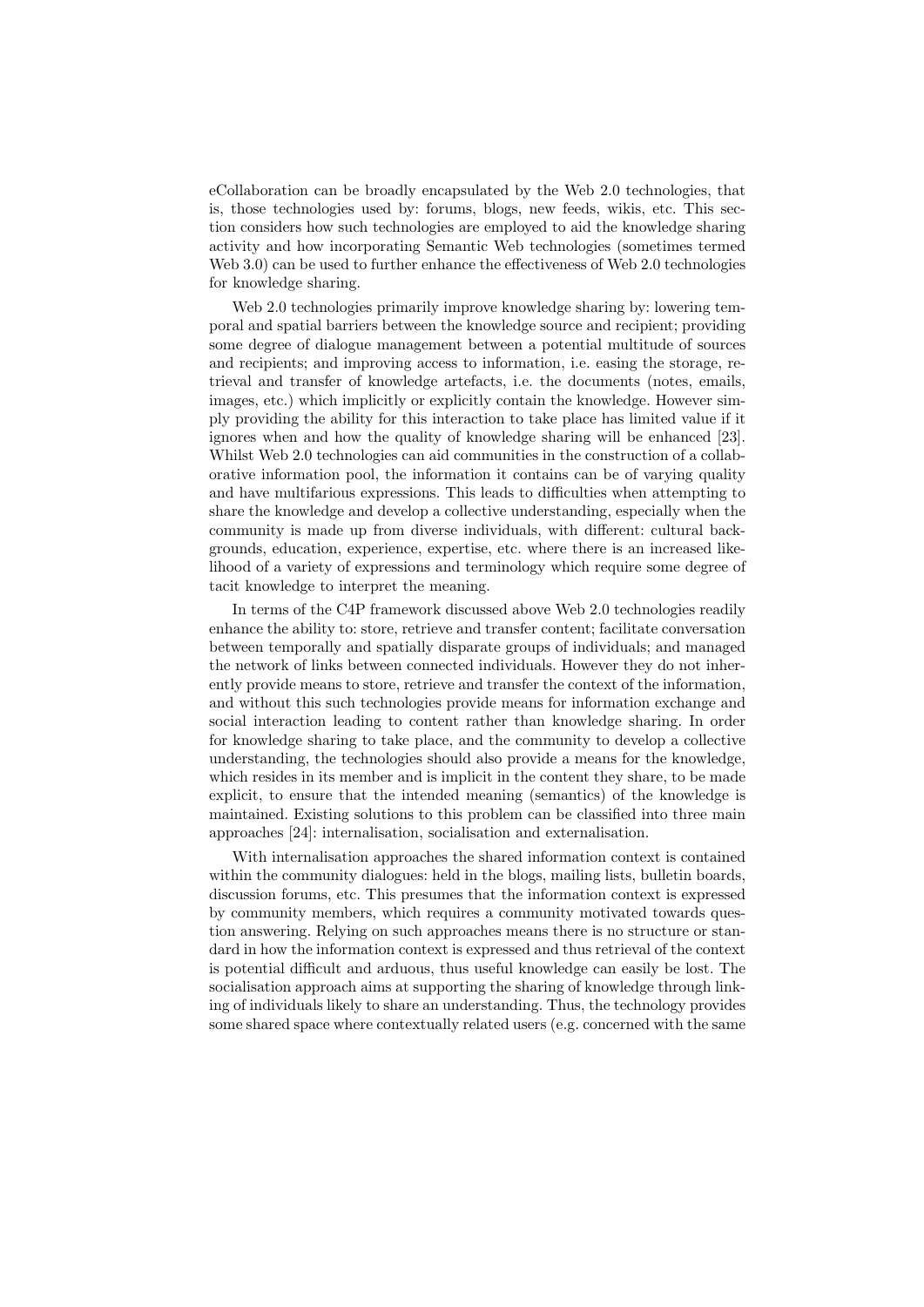eCollaboration can be broadly encapsulated by the Web 2.0 technologies, that is, those technologies used by: forums, blogs, new feeds, wikis, etc. This section considers how such technologies are employed to aid the knowledge sharing activity and how incorporating Semantic Web technologies (sometimes termed Web 3.0) can be used to further enhance the effectiveness of Web 2.0 technologies for knowledge sharing.

Web 2.0 technologies primarily improve knowledge sharing by: lowering temporal and spatial barriers between the knowledge source and recipient; providing some degree of dialogue management between a potential multitude of sources and recipients; and improving access to information, i.e. easing the storage, retrieval and transfer of knowledge artefacts, i.e. the documents (notes, emails, images, etc.) which implicitly or explicitly contain the knowledge. However simply providing the ability for this interaction to take place has limited value if it ignores when and how the quality of knowledge sharing will be enhanced [23]. Whilst Web 2.0 technologies can aid communities in the construction of a collaborative information pool, the information it contains can be of varying quality and have multifarious expressions. This leads to difficulties when attempting to share the knowledge and develop a collective understanding, especially when the community is made up from diverse individuals, with different: cultural backgrounds, education, experience, expertise, etc. where there is an increased likelihood of a variety of expressions and terminology which require some degree of tacit knowledge to interpret the meaning.

In terms of the C4P framework discussed above Web 2.0 technologies readily enhance the ability to: store, retrieve and transfer content; facilitate conversation between temporally and spatially disparate groups of individuals; and managed the network of links between connected individuals. However they do not inherently provide means to store, retrieve and transfer the context of the information, and without this such technologies provide means for information exchange and social interaction leading to content rather than knowledge sharing. In order for knowledge sharing to take place, and the community to develop a collective understanding, the technologies should also provide a means for the knowledge, which resides in its member and is implicit in the content they share, to be made explicit, to ensure that the intended meaning (semantics) of the knowledge is maintained. Existing solutions to this problem can be classified into three main approaches [24]: internalisation, socialisation and externalisation.

With internalisation approaches the shared information context is contained within the community dialogues: held in the blogs, mailing lists, bulletin boards, discussion forums, etc. This presumes that the information context is expressed by community members, which requires a community motivated towards question answering. Relying on such approaches means there is no structure or standard in how the information context is expressed and thus retrieval of the context is potential difficult and arduous, thus useful knowledge can easily be lost. The socialisation approach aims at supporting the sharing of knowledge through linking of individuals likely to share an understanding. Thus, the technology provides some shared space where contextually related users (e.g. concerned with the same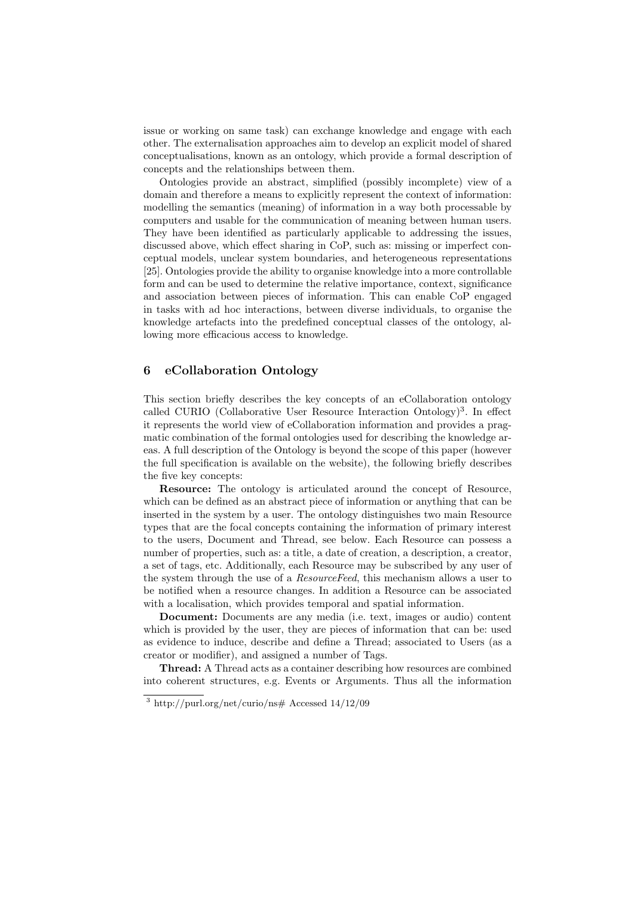issue or working on same task) can exchange knowledge and engage with each other. The externalisation approaches aim to develop an explicit model of shared conceptualisations, known as an ontology, which provide a formal description of concepts and the relationships between them.

Ontologies provide an abstract, simplified (possibly incomplete) view of a domain and therefore a means to explicitly represent the context of information: modelling the semantics (meaning) of information in a way both processable by computers and usable for the communication of meaning between human users. They have been identified as particularly applicable to addressing the issues, discussed above, which effect sharing in CoP, such as: missing or imperfect conceptual models, unclear system boundaries, and heterogeneous representations [25]. Ontologies provide the ability to organise knowledge into a more controllable form and can be used to determine the relative importance, context, significance and association between pieces of information. This can enable CoP engaged in tasks with ad hoc interactions, between diverse individuals, to organise the knowledge artefacts into the predefined conceptual classes of the ontology, allowing more efficacious access to knowledge.

## 6 eCollaboration Ontology

This section briefly describes the key concepts of an eCollaboration ontology called CURIO (Collaborative User Resource Interaction Ontology)[3]. In effect it represents the world view of eCollaboration information and provides a pragmatic combination of the formal ontologies used for describing the knowledge areas. A full description of the Ontology is beyond the scope of this paper (however the full specification is available on the website), the following briefly describes the five key concepts:

**Resource:** The ontology is articulated around the concept of Resource, which can be defined as an abstract piece of information or anything that can be inserted in the system by a user. The ontology distinguishes two main Resource types that are the focal concepts containing the information of primary interest to the users, Document and Thread, see below. Each Resource can possess a number of properties, such as: a title, a date of creation, a description, a creator, a set of tags, etc. Additionally, each Resource may be subscribed by any user of the system through the use of a *ResourceFeed*, this mechanism allows a user to be notified when a resource changes. In addition a Resource can be associated with a localisation, which provides temporal and spatial information.

**Document:** Documents are any media (i.e. text, images or audio) content which is provided by the user, they are pieces of information that can be: used as evidence to induce, describe and define a Thread; associated to Users (as a creator or modifier), and assigned a number of Tags.

**Thread:** A Thread acts as a container describing how resources are combined into coherent structures, e.g. Events or Arguments. Thus all the information

[3] http://purl.org/net/curio/ns# Accessed 14/12/09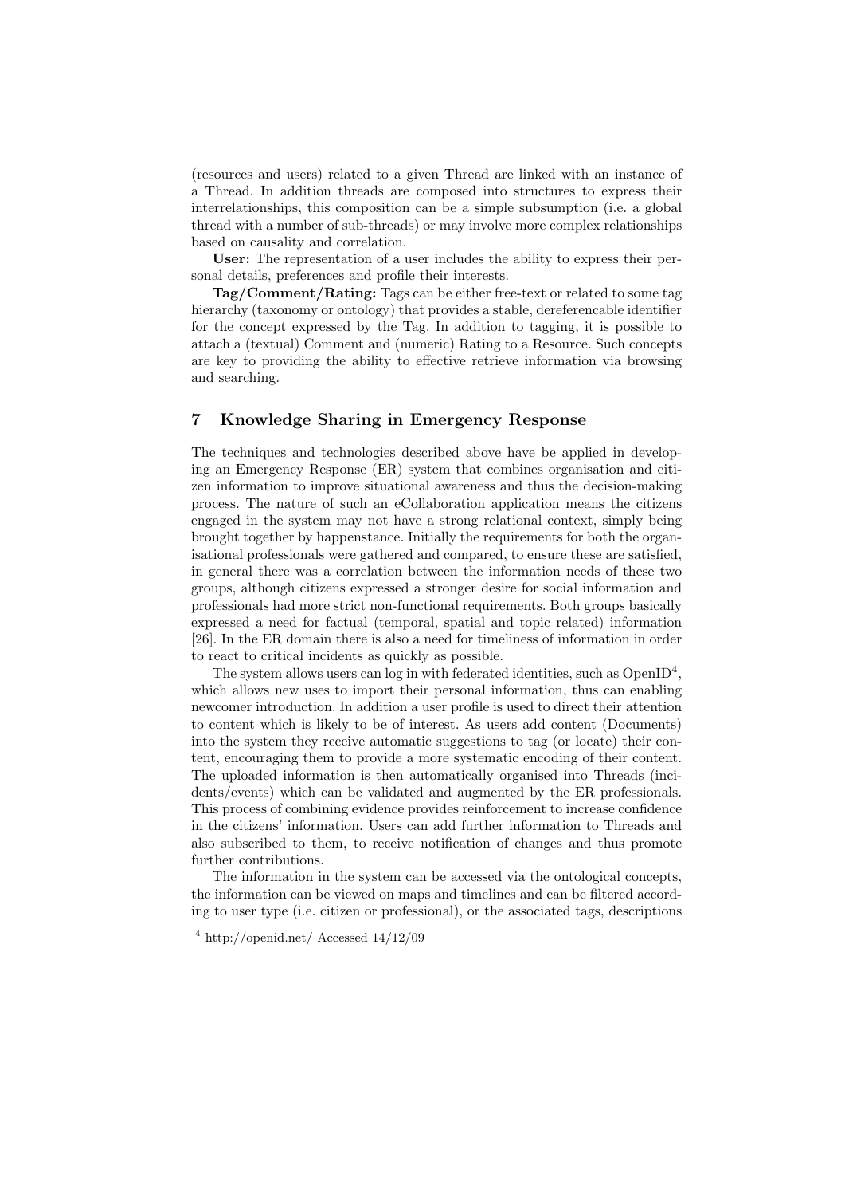(resources and users) related to a given Thread are linked with an instance of a Thread. In addition threads are composed into structures to express their interrelationships, this composition can be a simple subsumption (i.e. a global thread with a number of sub-threads) or may involve more complex relationships based on causality and correlation.

**User:** The representation of a user includes the ability to express their personal details, preferences and profile their interests.

**Tag/Comment/Rating:** Tags can be either free-text or related to some tag hierarchy (taxonomy or ontology) that provides a stable, dereferencable identifier for the concept expressed by the Tag. In addition to tagging, it is possible to attach a (textual) Comment and (numeric) Rating to a Resource. Such concepts are key to providing the ability to effective retrieve information via browsing and searching.

## 7 Knowledge Sharing in Emergency Response

The techniques and technologies described above have be applied in developing an Emergency Response (ER) system that combines organisation and citizen information to improve situational awareness and thus the decision-making process. The nature of such an eCollaboration application means the citizens engaged in the system may not have a strong relational context, simply being brought together by happenstance. Initially the requirements for both the organisational professionals were gathered and compared, to ensure these are satisfied, in general there was a correlation between the information needs of these two groups, although citizens expressed a stronger desire for social information and professionals had more strict non-functional requirements. Both groups basically expressed a need for factual (temporal, spatial and topic related) information [26]. In the ER domain there is also a need for timeliness of information in order to react to critical incidents as quickly as possible.

The system allows users can log in with federated identities, such as OpenID[4], which allows new uses to import their personal information, thus can enabling newcomer introduction. In addition a user profile is used to direct their attention to content which is likely to be of interest. As users add content (Documents) into the system they receive automatic suggestions to tag (or locate) their content, encouraging them to provide a more systematic encoding of their content. The uploaded information is then automatically organised into Threads (incidents/events) which can be validated and augmented by the ER professionals. This process of combining evidence provides reinforcement to increase confidence in the citizens' information. Users can add further information to Threads and also subscribed to them, to receive notification of changes and thus promote further contributions.

The information in the system can be accessed via the ontological concepts, the information can be viewed on maps and timelines and can be filtered according to user type (i.e. citizen or professional), or the associated tags, descriptions

[4] http://openid.net/ Accessed 14/12/09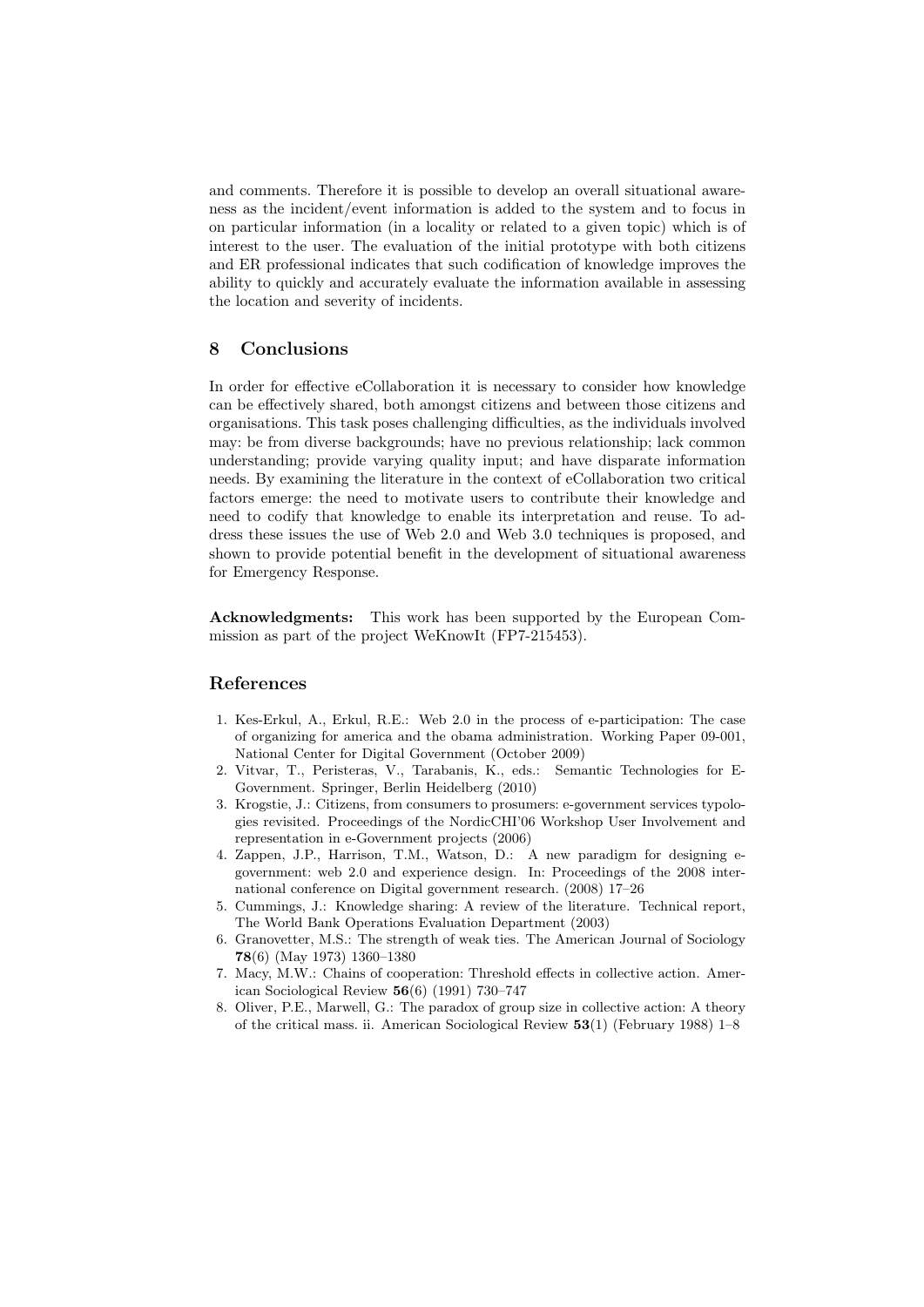and comments. Therefore it is possible to develop an overall situational awareness as the incident/event information is added to the system and to focus in on particular information (in a locality or related to a given topic) which is of interest to the user. The evaluation of the initial prototype with both citizens and ER professional indicates that such codification of knowledge improves the ability to quickly and accurately evaluate the information available in assessing the location and severity of incidents.

## 8 Conclusions

In order for effective eCollaboration it is necessary to consider how knowledge can be effectively shared, both amongst citizens and between those citizens and organisations. This task poses challenging difficulties, as the individuals involved may: be from diverse backgrounds; have no previous relationship; lack common understanding; provide varying quality input; and have disparate information needs. By examining the literature in the context of eCollaboration two critical factors emerge: the need to motivate users to contribute their knowledge and need to codify that knowledge to enable its interpretation and reuse. To address these issues the use of Web 2.0 and Web 3.0 techniques is proposed, and shown to provide potential benefit in the development of situational awareness for Emergency Response.

**Acknowledgments:** This work has been supported by the European Commission as part of the project WeKnowIt (FP7-215453).

## References

1. Kes-Erkul, A., Erkul, R.E.: Web 2.0 in the process of e-participation: The case of organizing for america and the obama administration. Working Paper 09-001, National Center for Digital Government (October 2009)
2. Vitvar, T., Peristeras, V., Tarabanis, K., eds.: Semantic Technologies for E-Government. Springer, Berlin Heidelberg (2010)
3. Krogstie, J.: Citizens, from consumers to prosumers: e-government services typologies revisited. Proceedings of the NordicCHI'06 Workshop User Involvement and representation in e-Government projects (2006)
4. Zappen, J.P., Harrison, T.M., Watson, D.: A new paradigm for designing e-government: web 2.0 and experience design. In: Proceedings of the 2008 international conference on Digital government research. (2008) 17–26
5. Cummings, J.: Knowledge sharing: A review of the literature. Technical report, The World Bank Operations Evaluation Department (2003)
6. Granovetter, M.S.: The strength of weak ties. The American Journal of Sociology **78**(6) (May 1973) 1360–1380
7. Macy, M.W.: Chains of cooperation: Threshold effects in collective action. American Sociological Review **56**(6) (1991) 730–747
8. Oliver, P.E., Marwell, G.: The paradox of group size in collective action: A theory of the critical mass. ii. American Sociological Review **53**(1) (February 1988) 1–8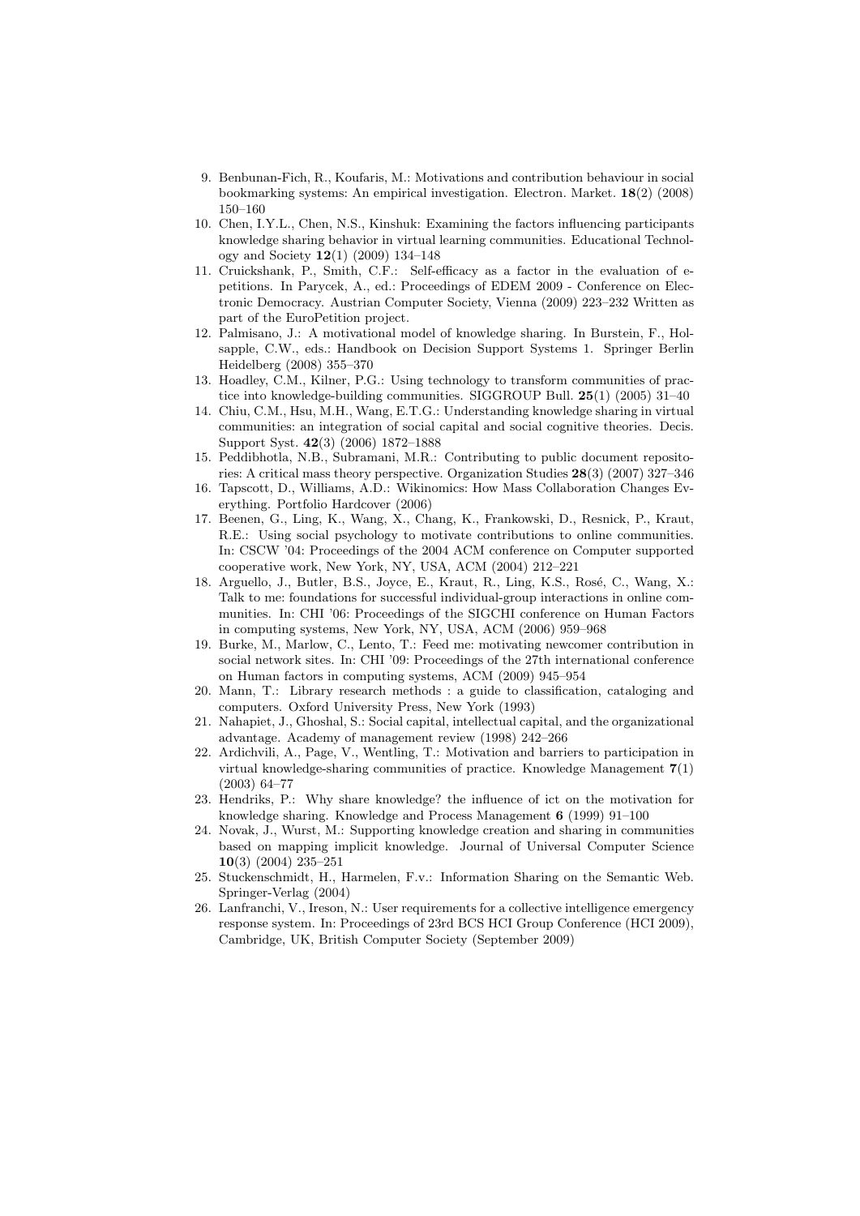9. Benbunan-Fich, R., Koufaris, M.: Motivations and contribution behaviour in social bookmarking systems: An empirical investigation. Electron. Market. **18**(2) (2008) 150–160
10. Chen, I.Y.L., Chen, N.S., Kinshuk: Examining the factors influencing participants knowledge sharing behavior in virtual learning communities. Educational Technology and Society **12**(1) (2009) 134–148
11. Cruickshank, P., Smith, C.F.: Self-efficacy as a factor in the evaluation of e-petitions. In Parycek, A., ed.: Proceedings of EDEM 2009 - Conference on Electronic Democracy. Austrian Computer Society, Vienna (2009) 223–232 Written as part of the EuroPetition project.
12. Palmisano, J.: A motivational model of knowledge sharing. In Burstein, F., Holsapple, C.W., eds.: Handbook on Decision Support Systems 1. Springer Berlin Heidelberg (2008) 355–370
13. Hoadley, C.M., Kilner, P.G.: Using technology to transform communities of practice into knowledge-building communities. SIGGROUP Bull. **25**(1) (2005) 31–40
14. Chiu, C.M., Hsu, M.H., Wang, E.T.G.: Understanding knowledge sharing in virtual communities: an integration of social capital and social cognitive theories. Decis. Support Syst. **42**(3) (2006) 1872–1888
15. Peddibhotla, N.B., Subramani, M.R.: Contributing to public document repositories: A critical mass theory perspective. Organization Studies **28**(3) (2007) 327–346
16. Tapscott, D., Williams, A.D.: Wikinomics: How Mass Collaboration Changes Everything. Portfolio Hardcover (2006)
17. Beenen, G., Ling, K., Wang, X., Chang, K., Frankowski, D., Resnick, P., Kraut, R.E.: Using social psychology to motivate contributions to online communities. In: CSCW '04: Proceedings of the 2004 ACM conference on Computer supported cooperative work, New York, NY, USA, ACM (2004) 212–221
18. Arguello, J., Butler, B.S., Joyce, E., Kraut, R., Ling, K.S., Rosé, C., Wang, X.: Talk to me: foundations for successful individual-group interactions in online communities. In: CHI '06: Proceedings of the SIGCHI conference on Human Factors in computing systems, New York, NY, USA, ACM (2006) 959–968
19. Burke, M., Marlow, C., Lento, T.: Feed me: motivating newcomer contribution in social network sites. In: CHI '09: Proceedings of the 27th international conference on Human factors in computing systems, ACM (2009) 945–954
20. Mann, T.: Library research methods : a guide to classification, cataloging and computers. Oxford University Press, New York (1993)
21. Nahapiet, J., Ghoshal, S.: Social capital, intellectual capital, and the organizational advantage. Academy of management review (1998) 242–266
22. Ardichvili, A., Page, V., Wentling, T.: Motivation and barriers to participation in virtual knowledge-sharing communities of practice. Knowledge Management **7**(1) (2003) 64–77
23. Hendriks, P.: Why share knowledge? the influence of ict on the motivation for knowledge sharing. Knowledge and Process Management **6** (1999) 91–100
24. Novak, J., Wurst, M.: Supporting knowledge creation and sharing in communities based on mapping implicit knowledge. Journal of Universal Computer Science **10**(3) (2004) 235–251
25. Stuckenschmidt, H., Harmelen, F.v.: Information Sharing on the Semantic Web. Springer-Verlag (2004)
26. Lanfranchi, V., Ireson, N.: User requirements for a collective intelligence emergency response system. In: Proceedings of 23rd BCS HCI Group Conference (HCI 2009), Cambridge, UK, British Computer Society (September 2009)